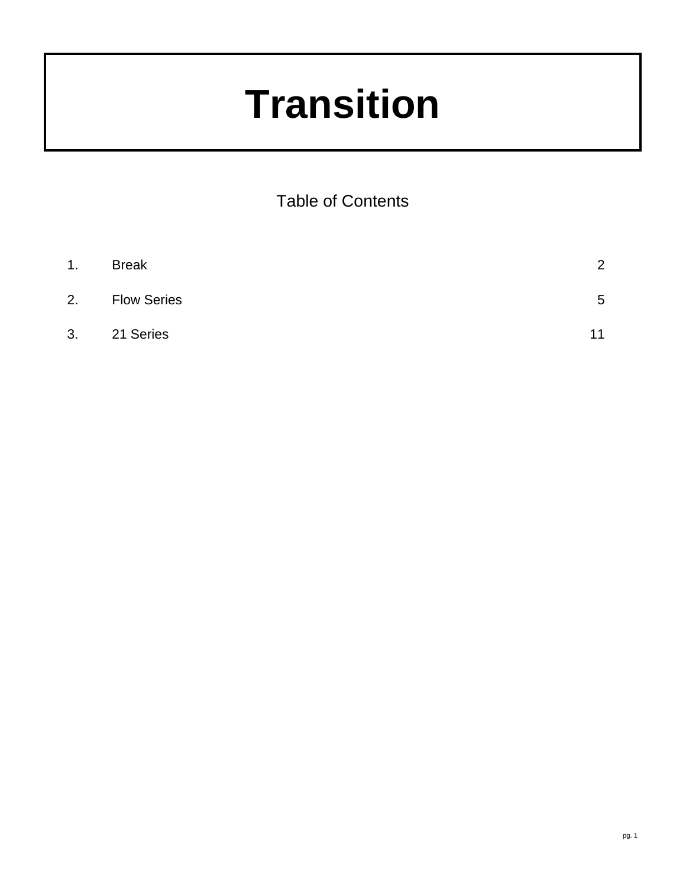# Transition

## Table of Contents

| | | |
|---|---|---|
| 1. | Break | 2 |
| 2. | Flow Series | 5 |
| 3. | 21 Series | 11 |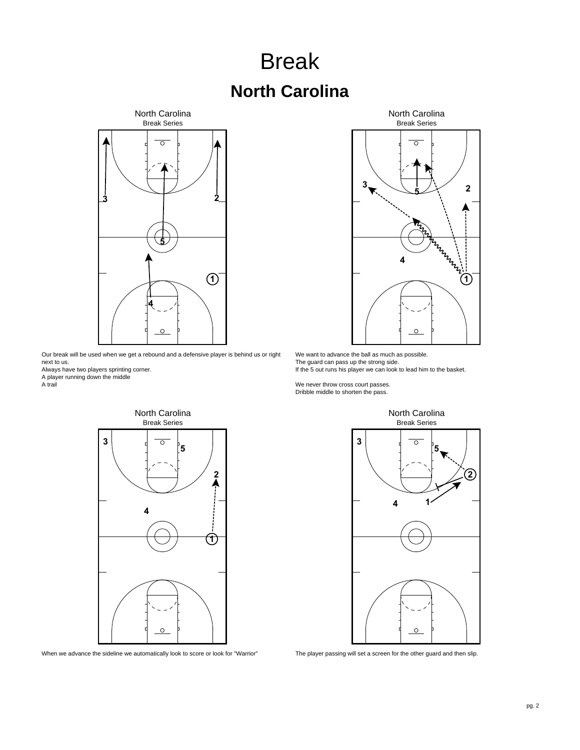# Break

## North Carolina

North Carolina
Break Series

Our break will be used when we get a rebound and a defensive player is behind us or right next to us.
Always have two players sprinting corner.
A player running down the middle
A trail

North Carolina
Break Series

We want to advance the ball as much as possible.
The guard can pass up the strong side.
If the 5 out runs his player we can look to lead him to the basket.

We never throw cross court passes.
Dribble middle to shorten the pass.

North Carolina
Break Series

When we advance the sideline we automatically look to score or look for "Warrior"

North Carolina
Break Series

The player passing will set a screen for the other guard and then slip.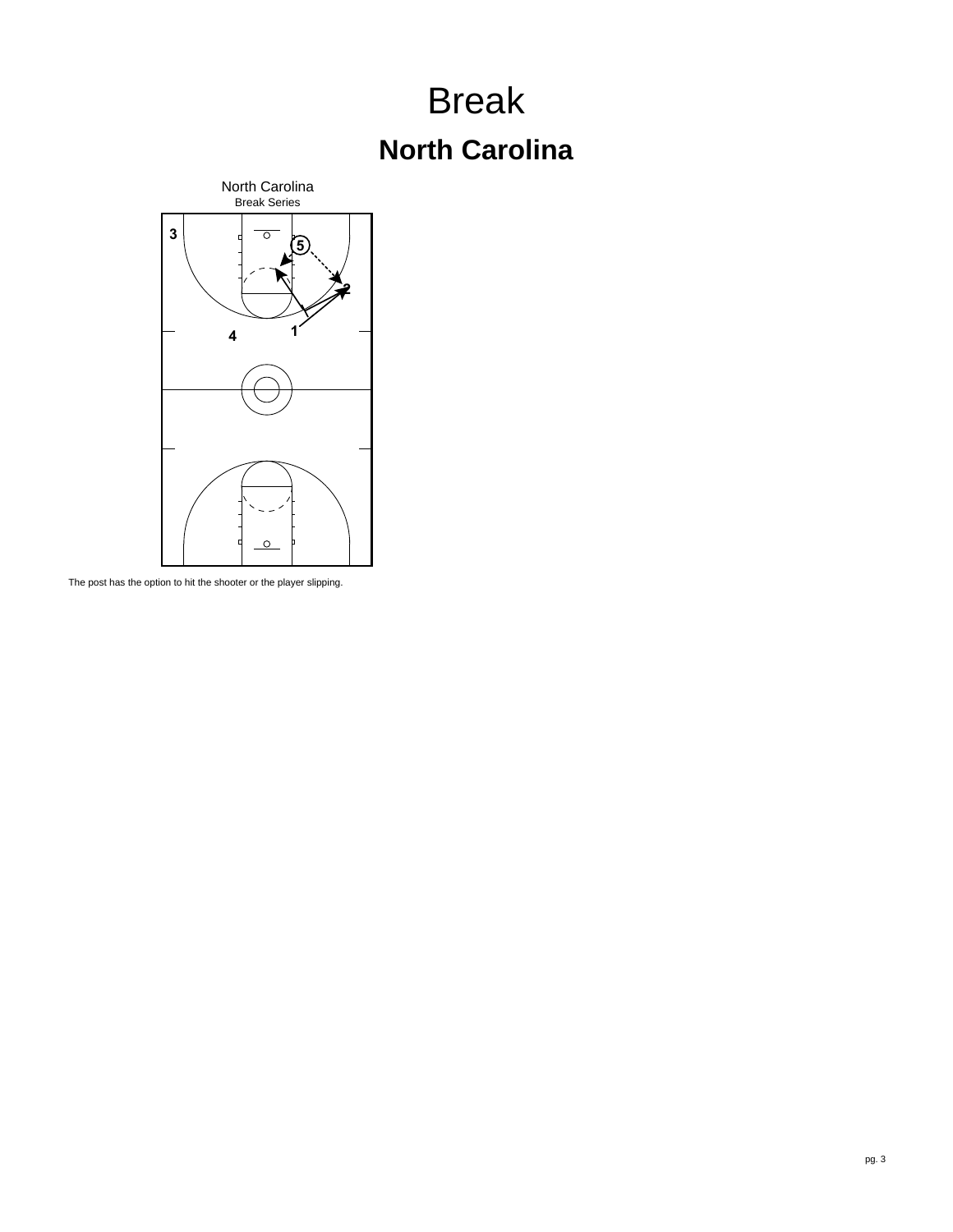# Break

## North Carolina

North Carolina
Break Series

The post has the option to hit the shooter or the player slipping.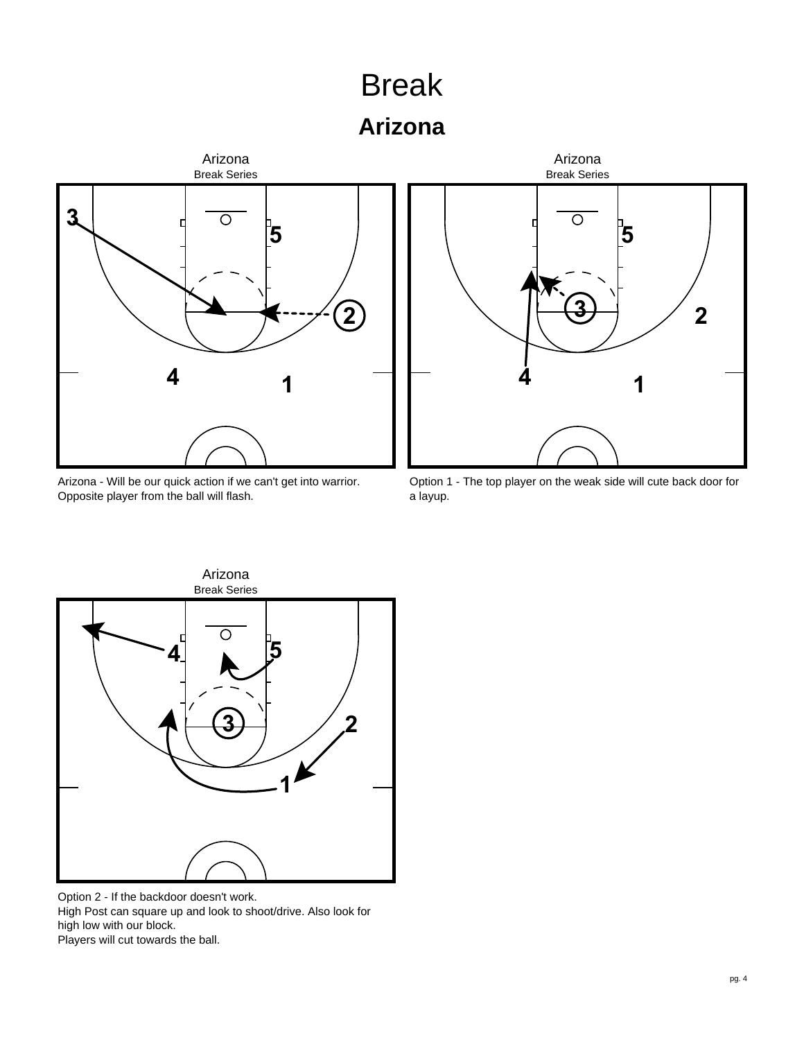# Break

## Arizona

Arizona
Break Series

Arizona - Will be our quick action if we can't get into warrior. Opposite player from the ball will flash.

Arizona
Break Series

Option 1 - The top player on the weak side will cute back door for a layup.

Arizona
Break Series

Option 2 - If the backdoor doesn't work.
High Post can square up and look to shoot/drive. Also look for high low with our block.
Players will cut towards the ball.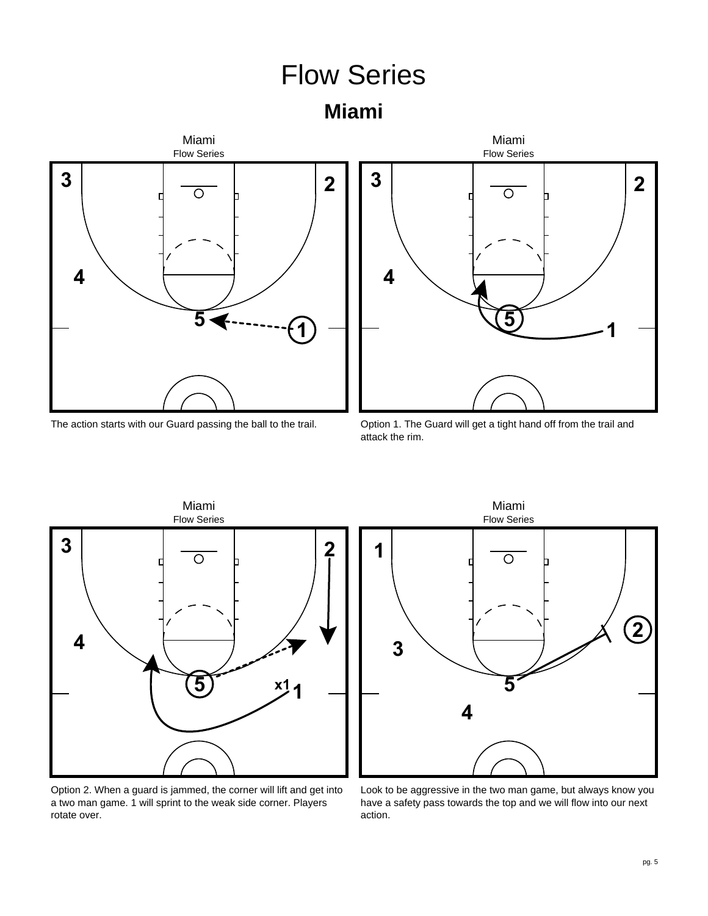# Flow Series

## Miami

Miami
Flow Series

The action starts with our Guard passing the ball to the trail.

Miami
Flow Series

Option 1. The Guard will get a tight hand off from the trail and attack the rim.

Miami
Flow Series

Option 2. When a guard is jammed, the corner will lift and get into a two man game. 1 will sprint to the weak side corner. Players rotate over.

Miami
Flow Series

Look to be aggressive in the two man game, but always know you have a safety pass towards the top and we will flow into our next action.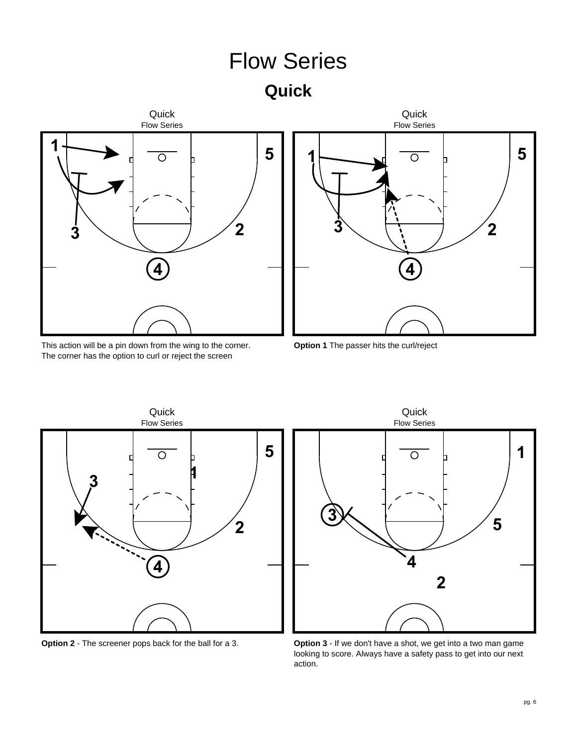# Flow Series

## Quick

Quick
Flow Series

This action will be a pin down from the wing to the corner. The corner has the option to curl or reject the screen

Quick
Flow Series

**Option 1** The passer hits the curl/reject

Quick
Flow Series

**Option 2** - The screener pops back for the ball for a 3.

Quick
Flow Series

**Option 3** - If we don't have a shot, we get into a two man game looking to score. Always have a safety pass to get into our next action.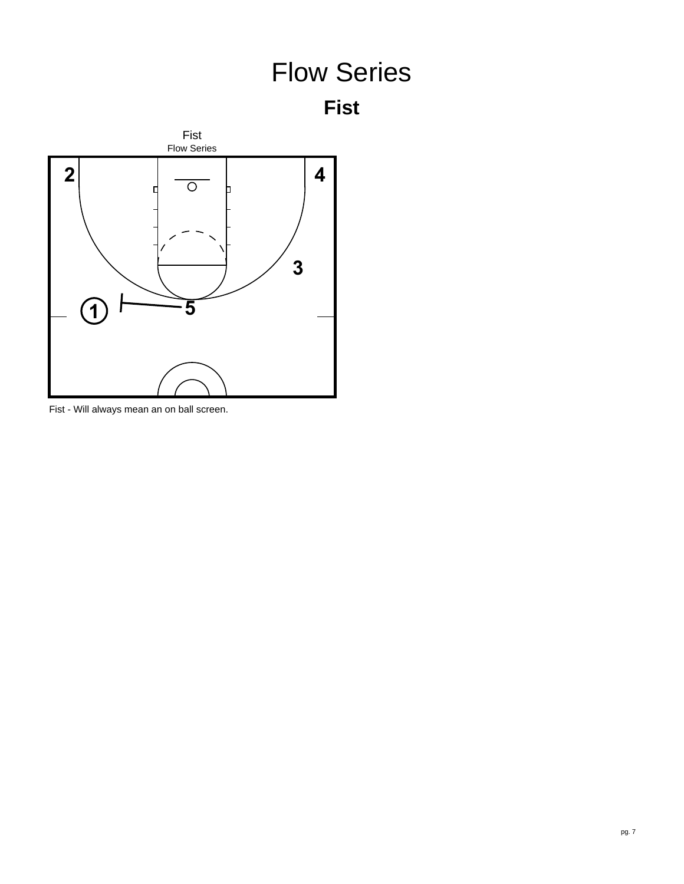# Flow Series

## Fist

Fist

Flow Series

Fist - Will always mean an on ball screen.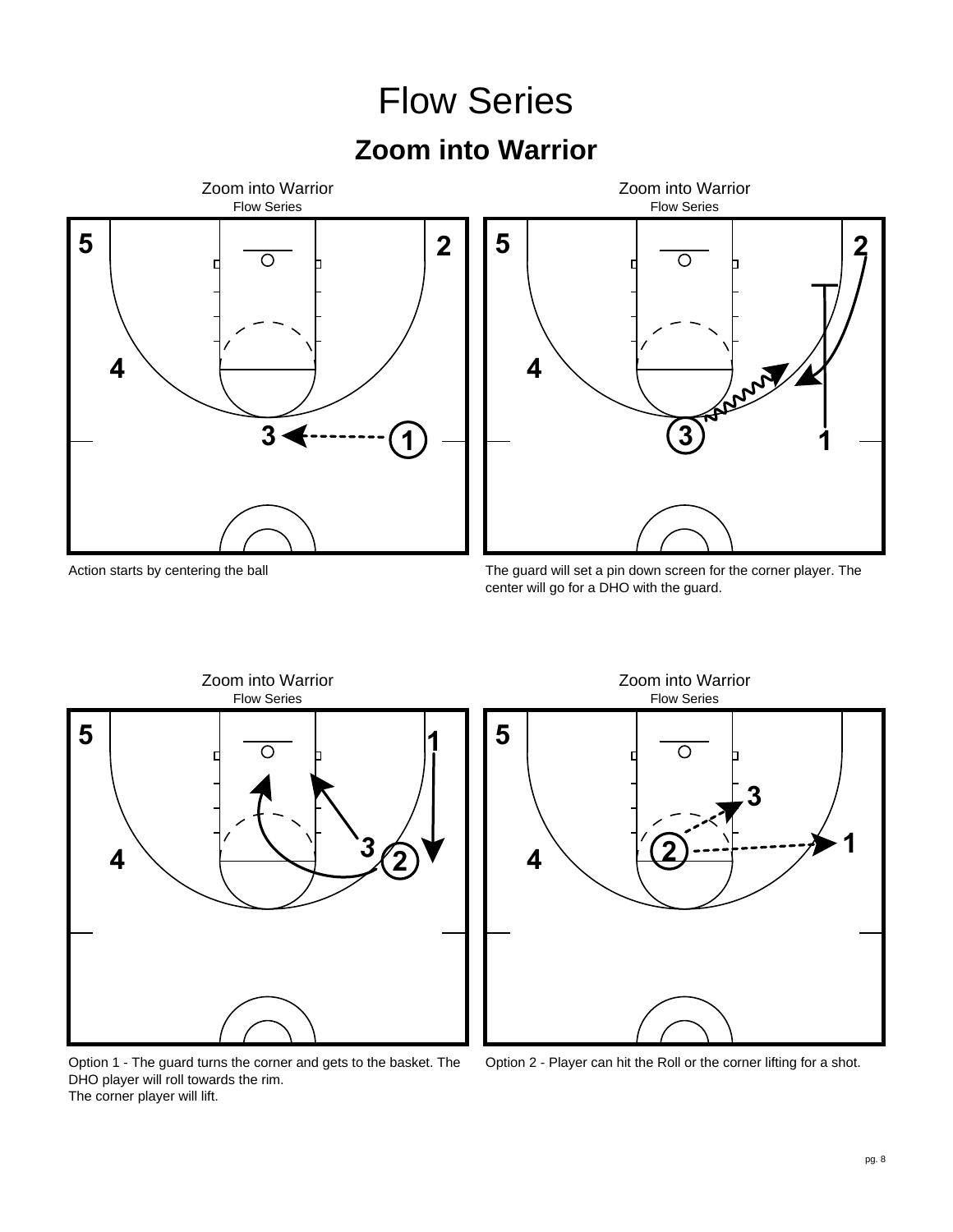# Flow Series

## Zoom into Warrior

Zoom into Warrior
Flow Series

Action starts by centering the ball

Zoom into Warrior
Flow Series

The guard will set a pin down screen for the corner player. The center will go for a DHO with the guard.

Zoom into Warrior
Flow Series

Option 1 - The guard turns the corner and gets to the basket. The DHO player will roll towards the rim.
The corner player will lift.

Zoom into Warrior
Flow Series

Option 2 - Player can hit the Roll or the corner lifting for a shot.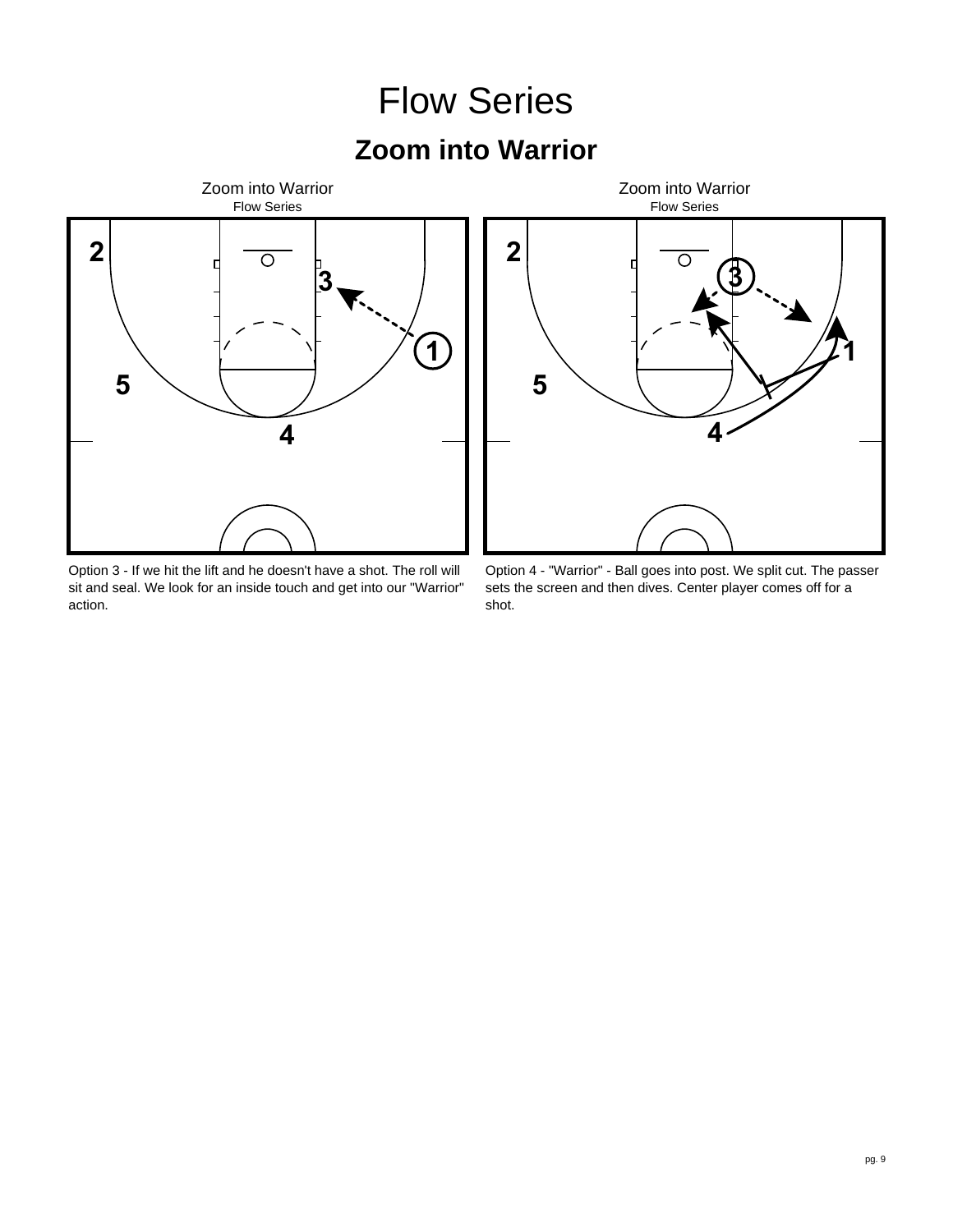# Flow Series

## Zoom into Warrior

Zoom into Warrior
Flow Series

Option 3 - If we hit the lift and he doesn't have a shot. The roll will sit and seal. We look for an inside touch and get into our "Warrior" action.

Zoom into Warrior
Flow Series

Option 4 - "Warrior" - Ball goes into post. We split cut. The passer sets the screen and then dives. Center player comes off for a shot.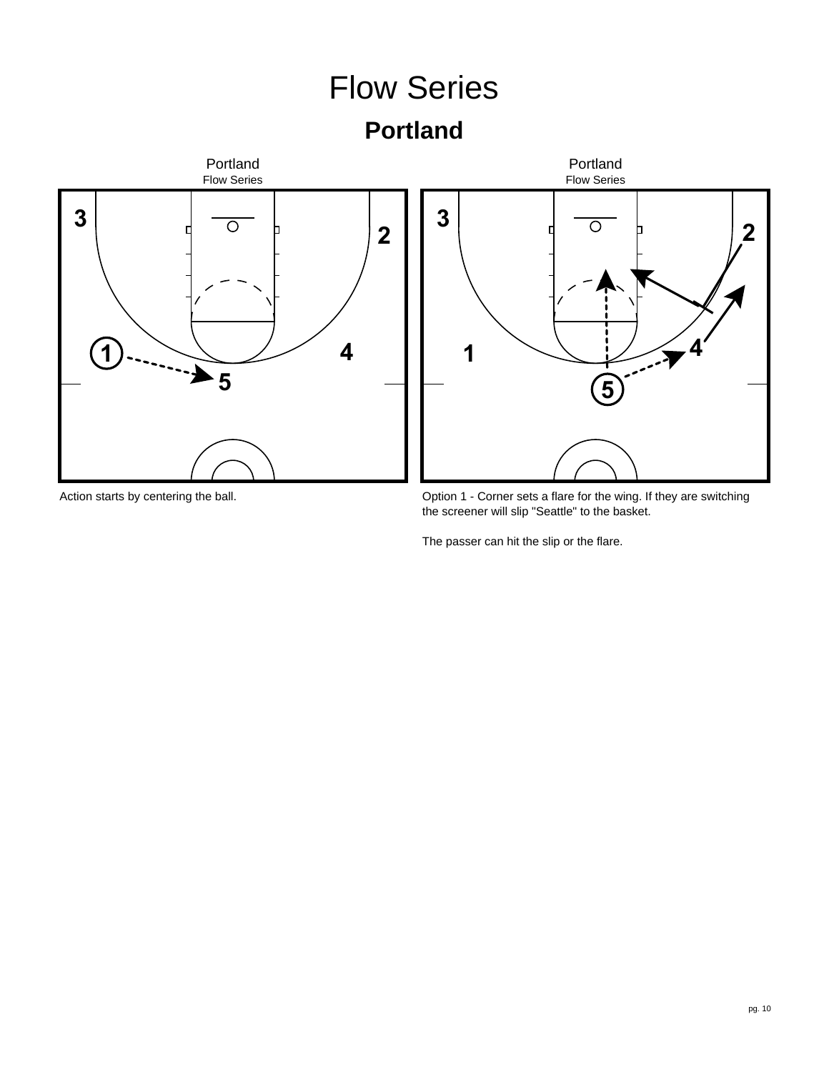# Flow Series

## Portland

Action starts by centering the ball.

Option 1 - Corner sets a flare for the wing. If they are switching the screener will slip "Seattle" to the basket.

The passer can hit the slip or the flare.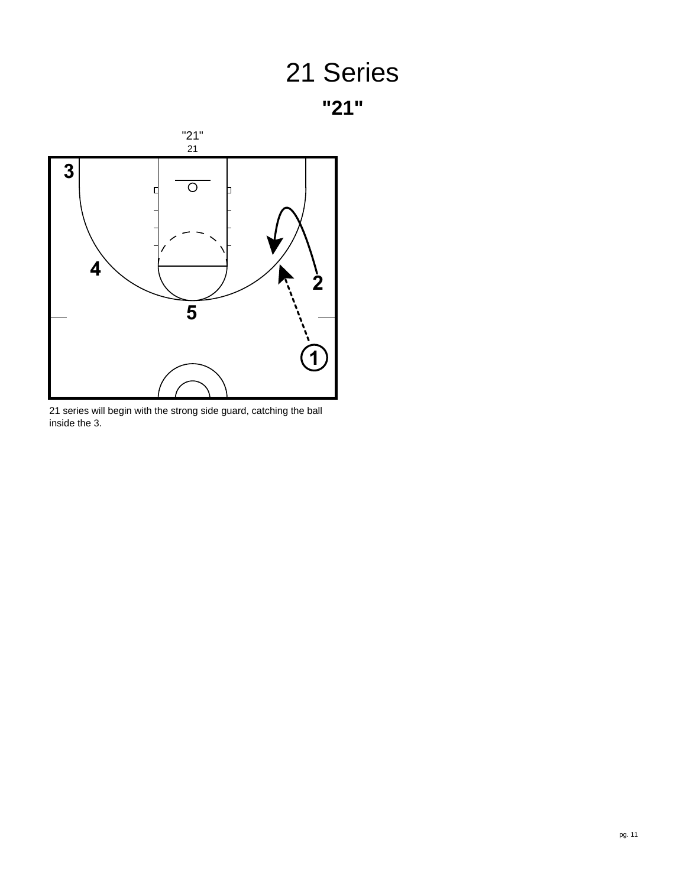# 21 Series

## "21"

"21"
21

21 series will begin with the strong side guard, catching the ball inside the 3.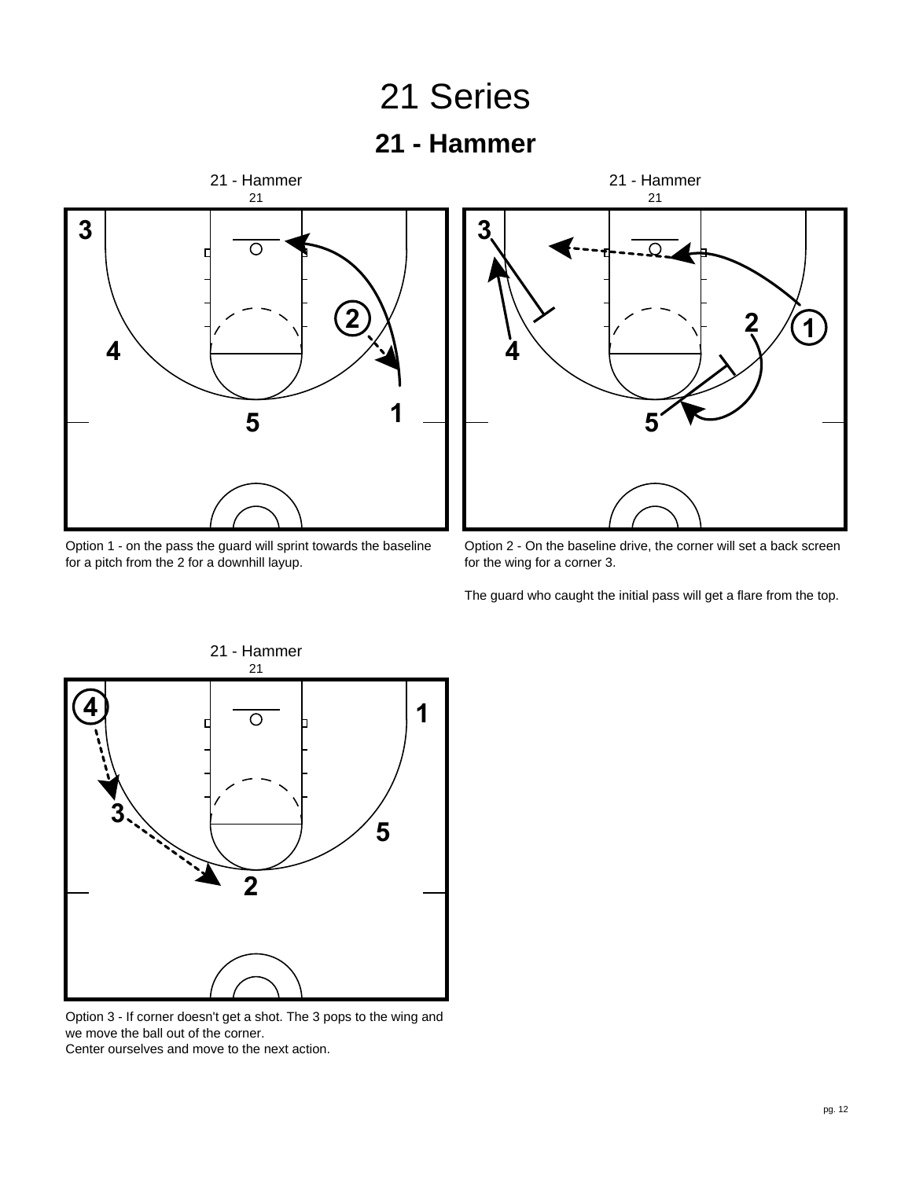# 21 Series

## 21 - Hammer

21 - Hammer
21

Option 1 - on the pass the guard will sprint towards the baseline for a pitch from the 2 for a downhill layup.

21 - Hammer
21

Option 2 - On the baseline drive, the corner will set a back screen for the wing for a corner 3.

The guard who caught the initial pass will get a flare from the top.

21 - Hammer
21

Option 3 - If corner doesn't get a shot. The 3 pops to the wing and we move the ball out of the corner.
Center ourselves and move to the next action.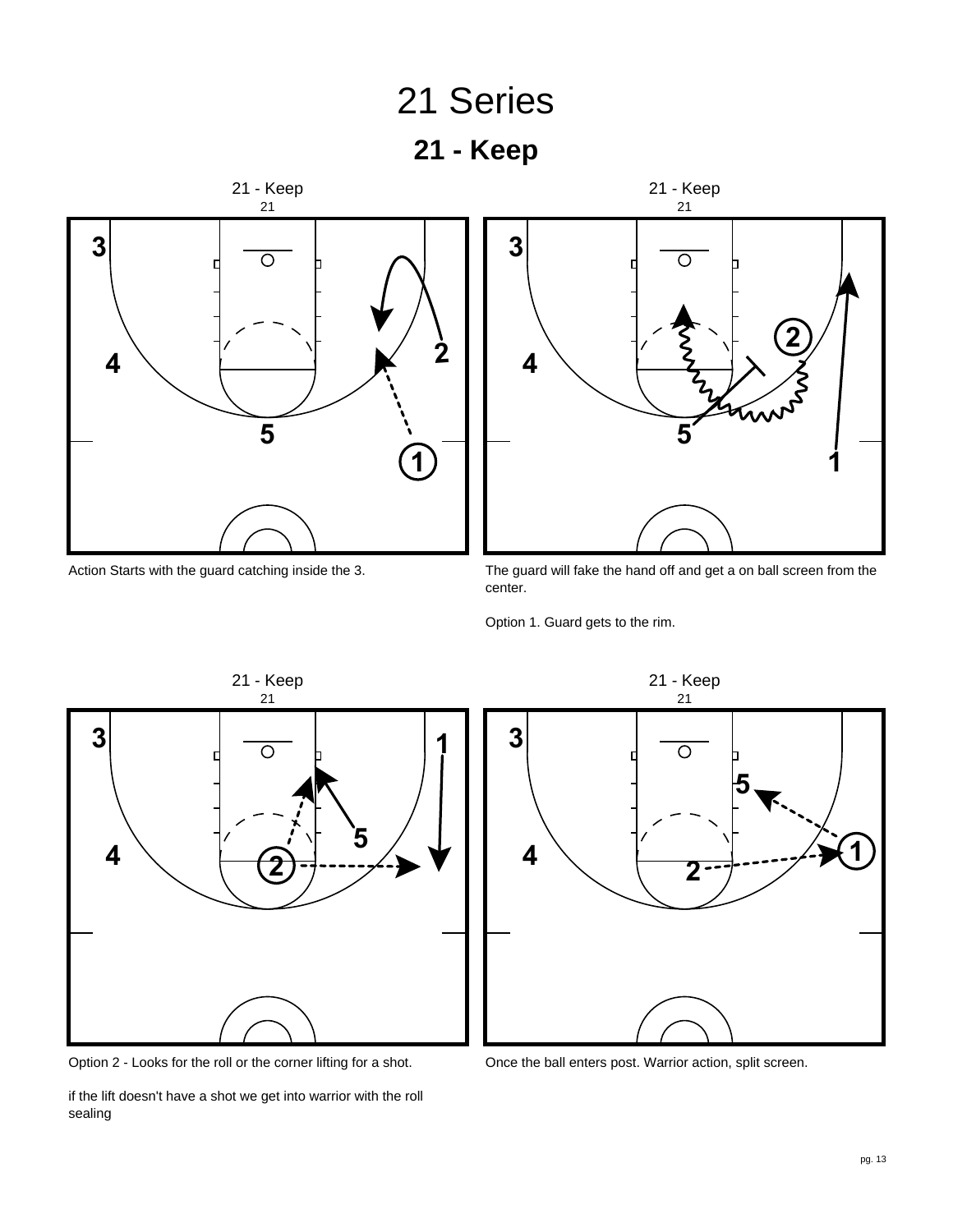# 21 Series

## 21 - Keep

21 - Keep
21

Action Starts with the guard catching inside the 3.

21 - Keep
21

The guard will fake the hand off and get a on ball screen from the center.

Option 1. Guard gets to the rim.

21 - Keep
21

Option 2 - Looks for the roll or the corner lifting for a shot.

if the lift doesn't have a shot we get into warrior with the roll sealing

21 - Keep
21

Once the ball enters post. Warrior action, split screen.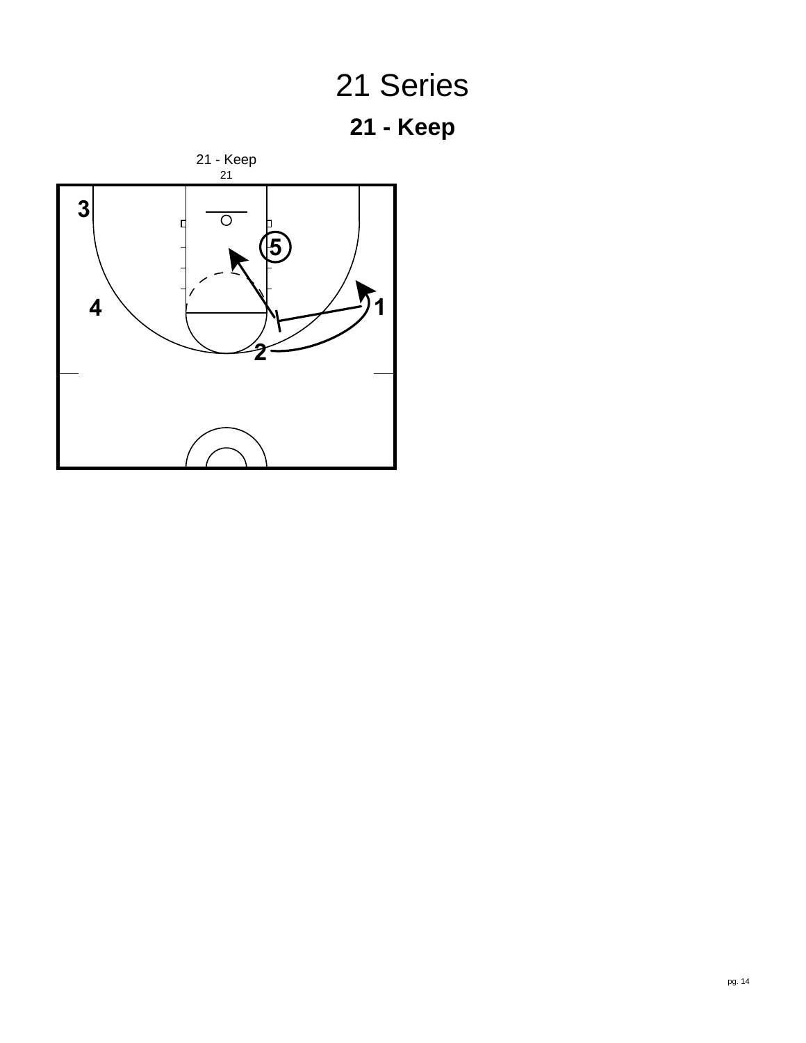# 21 Series

## 21 - Keep

21 - Keep
21

3
5
4
1
2